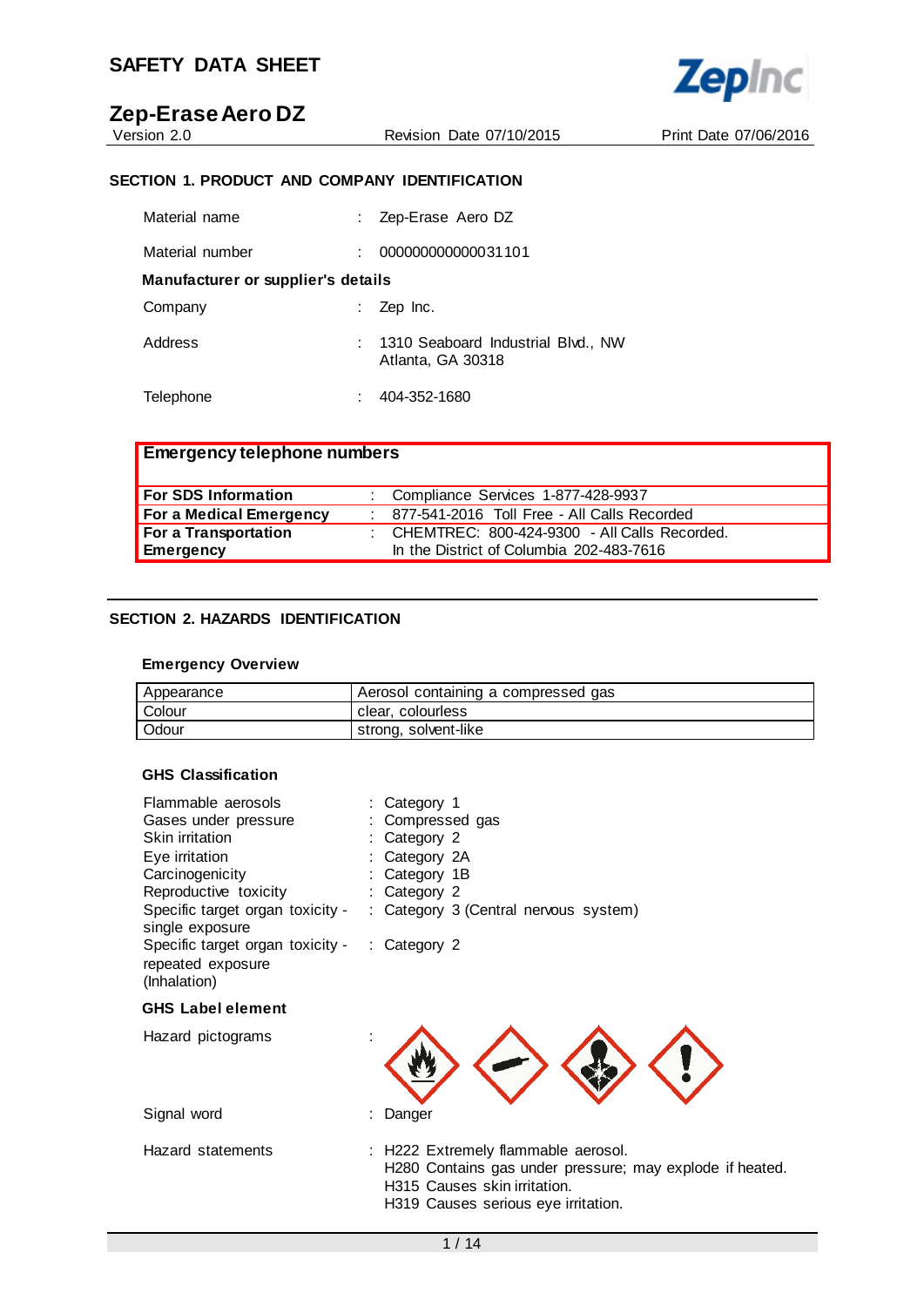# SAFETY DATA SHEET

## Zep-Erase Aero DZ

Version 2.0 | Revision Date 07/10/2015 | Print Date 07/06/2016

### SECTION 1. PRODUCT AND COMPANY IDENTIFICATION

Material name : Zep-Erase Aero DZ

Material number : 000000000000031101

**Manufacturer or supplier's details**

Company : Zep Inc.

Address : 1310 Seaboard Industrial Blvd., NW
Atlanta, GA 30318

Telephone : 404-352-1680

| **Emergency telephone numbers** | | |
|---|---|---|
| **For SDS Information** | : | Compliance Services 1-877-428-9937 |
| **For a Medical Emergency** | : | 877-541-2016 Toll Free - All Calls Recorded |
| **For a Transportation Emergency** | : | CHEMTREC: 800-424-9300 - All Calls Recorded. In the District of Columbia 202-483-7616 |

### SECTION 2. HAZARDS IDENTIFICATION

**Emergency Overview**

| Appearance | Aerosol containing a compressed gas |
|---|---|
| Colour | clear, colourless |
| Odour | strong, solvent-like |

**GHS Classification**

Flammable aerosols : Category 1
Gases under pressure : Compressed gas
Skin irritation : Category 2
Eye irritation : Category 2A
Carcinogenicity : Category 1B
Reproductive toxicity : Category 2
Specific target organ toxicity - single exposure : Category 3 (Central nervous system)
Specific target organ toxicity - repeated exposure (Inhalation) : Category 2

**GHS Label element**

Hazard pictograms :

Signal word : Danger

Hazard statements : H222 Extremely flammable aerosol.
H280 Contains gas under pressure; may explode if heated.
H315 Causes skin irritation.
H319 Causes serious eye irritation.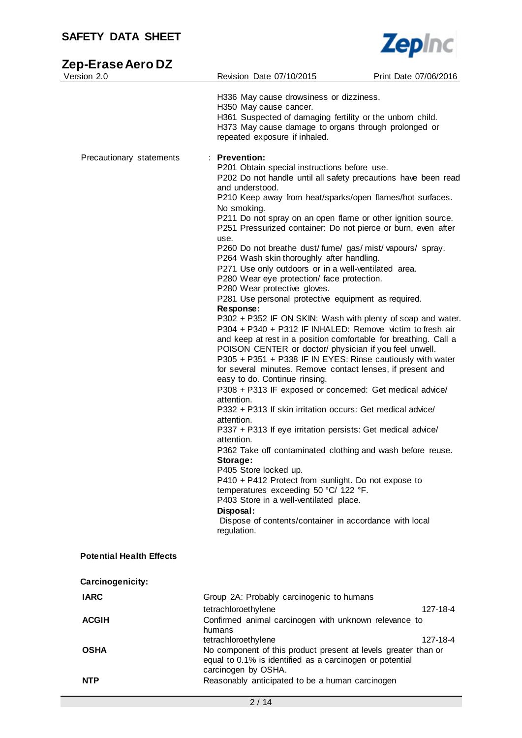H336 May cause drowsiness or dizziness.
H350 May cause cancer.
H361 Suspected of damaging fertility or the unborn child.
H373 May cause damage to organs through prolonged or repeated exposure if inhaled.

Precautionary statements : **Prevention:**

P201 Obtain special instructions before use.
P202 Do not handle until all safety precautions have been read and understood.
P210 Keep away from heat/sparks/open flames/hot surfaces. No smoking.
P211 Do not spray on an open flame or other ignition source.
P251 Pressurized container: Do not pierce or burn, even after use.
P260 Do not breathe dust/ fume/ gas/ mist/ vapours/ spray.
P264 Wash skin thoroughly after handling.
P271 Use only outdoors or in a well-ventilated area.
P280 Wear eye protection/ face protection.
P280 Wear protective gloves.
P281 Use personal protective equipment as required.

**Response:**

P302 + P352 IF ON SKIN: Wash with plenty of soap and water.
P304 + P340 + P312 IF INHALED: Remove victim to fresh air and keep at rest in a position comfortable for breathing. Call a POISON CENTER or doctor/ physician if you feel unwell.
P305 + P351 + P338 IF IN EYES: Rinse cautiously with water for several minutes. Remove contact lenses, if present and easy to do. Continue rinsing.
P308 + P313 IF exposed or concerned: Get medical advice/ attention.
P332 + P313 If skin irritation occurs: Get medical advice/ attention.
P337 + P313 If eye irritation persists: Get medical advice/ attention.
P362 Take off contaminated clothing and wash before reuse.

**Storage:**

P405 Store locked up.
P410 + P412 Protect from sunlight. Do not expose to temperatures exceeding 50 °C/ 122 °F.
P403 Store in a well-ventilated place.

**Disposal:**

Dispose of contents/container in accordance with local regulation.

**Potential Health Effects**

**Carcinogenicity:**

| | | |
|---|---|---|
| **IARC** | Group 2A: Probably carcinogenic to humans | |
| | tetrachloroethylene | 127-18-4 |
| **ACGIH** | Confirmed animal carcinogen with unknown relevance to humans | |
| | tetrachloroethylene | 127-18-4 |
| **OSHA** | No component of this product present at levels greater than or equal to 0.1% is identified as a carcinogen or potential carcinogen by OSHA. | |
| **NTP** | Reasonably anticipated to be a human carcinogen | |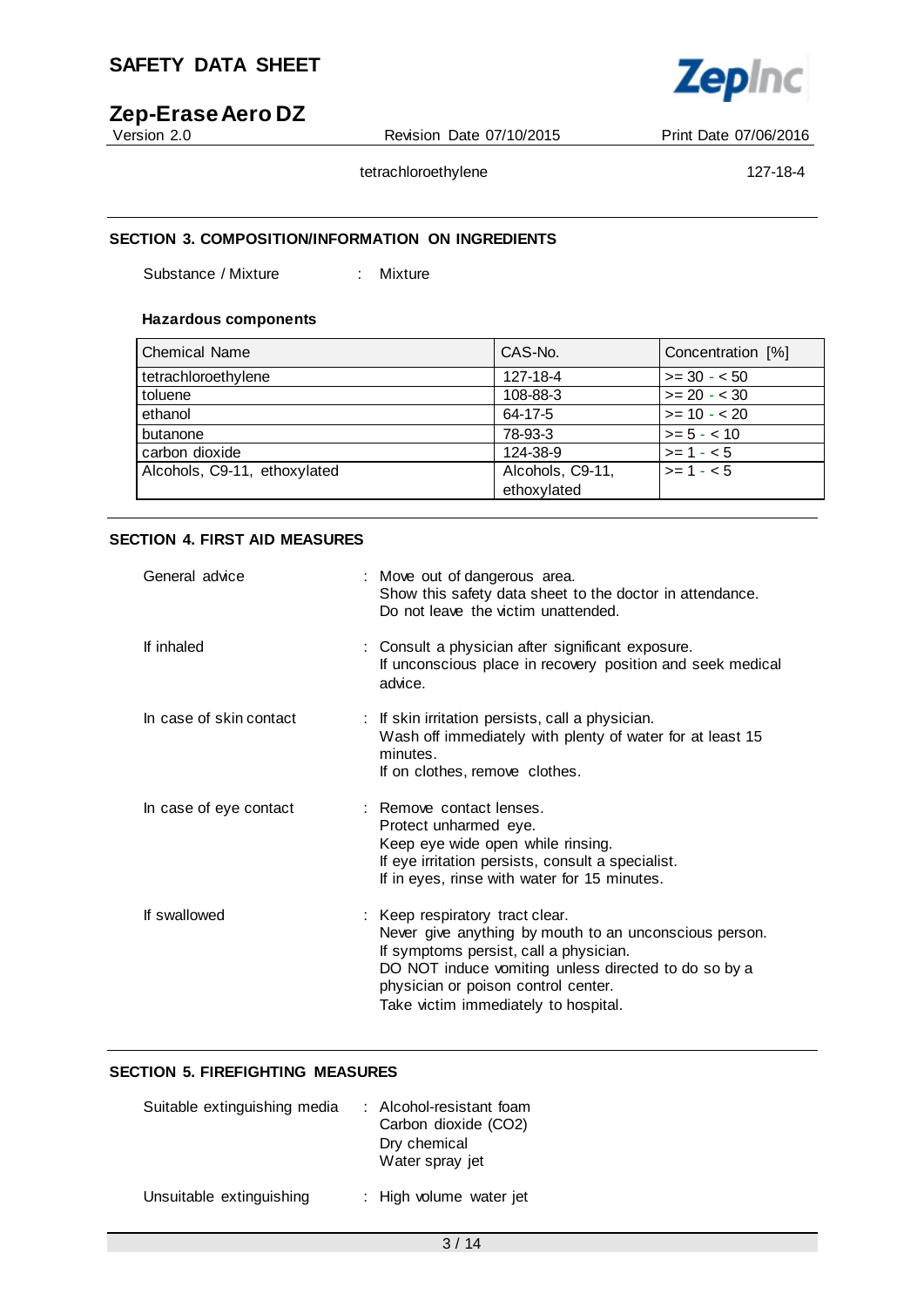tetrachloroethylene 127-18-4

## SECTION 3. COMPOSITION/INFORMATION ON INGREDIENTS

Substance / Mixture : Mixture

### Hazardous components

| Chemical Name | CAS-No. | Concentration [%] |
|---|---|---|
| tetrachloroethylene | 127-18-4 | >= 30 - < 50 |
| toluene | 108-88-3 | >= 20 - < 30 |
| ethanol | 64-17-5 | >= 10 - < 20 |
| butanone | 78-93-3 | >= 5 - < 10 |
| carbon dioxide | 124-38-9 | >= 1 - < 5 |
| Alcohols, C9-11, ethoxylated | Alcohols, C9-11, ethoxylated | >= 1 - < 5 |

## SECTION 4. FIRST AID MEASURES

General advice : Move out of dangerous area.
Show this safety data sheet to the doctor in attendance.
Do not leave the victim unattended.

If inhaled : Consult a physician after significant exposure.
If unconscious place in recovery position and seek medical advice.

In case of skin contact : If skin irritation persists, call a physician.
Wash off immediately with plenty of water for at least 15 minutes.
If on clothes, remove clothes.

In case of eye contact : Remove contact lenses.
Protect unharmed eye.
Keep eye wide open while rinsing.
If eye irritation persists, consult a specialist.
If in eyes, rinse with water for 15 minutes.

If swallowed : Keep respiratory tract clear.
Never give anything by mouth to an unconscious person.
If symptoms persist, call a physician.
DO NOT induce vomiting unless directed to do so by a physician or poison control center.
Take victim immediately to hospital.

## SECTION 5. FIREFIGHTING MEASURES

Suitable extinguishing media : Alcohol-resistant foam
Carbon dioxide ($CO_2$)
Dry chemical
Water spray jet

Unsuitable extinguishing : High volume water jet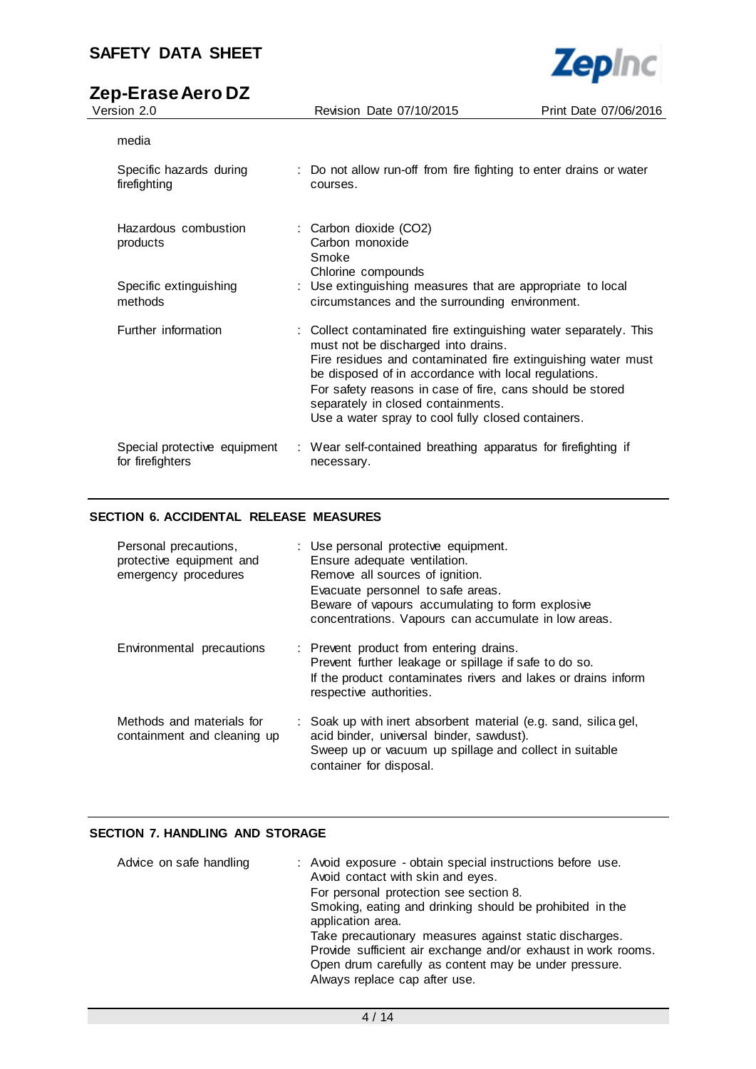media

| | |
|---|---|
| Specific hazards during firefighting | : Do not allow run-off from fire fighting to enter drains or water courses. |
| Hazardous combustion products | : Carbon dioxide ($CO_2$)<br>Carbon monoxide<br>Smoke<br>Chlorine compounds |
| Specific extinguishing methods | : Use extinguishing measures that are appropriate to local circumstances and the surrounding environment. |
| Further information | : Collect contaminated fire extinguishing water separately. This must not be discharged into drains.<br>Fire residues and contaminated fire extinguishing water must be disposed of in accordance with local regulations.<br>For safety reasons in case of fire, cans should be stored separately in closed containments.<br>Use a water spray to cool fully closed containers. |
| Special protective equipment for firefighters | : Wear self-contained breathing apparatus for firefighting if necessary. |

## SECTION 6. ACCIDENTAL RELEASE MEASURES

| | |
|---|---|
| Personal precautions, protective equipment and emergency procedures | : Use personal protective equipment.<br>Ensure adequate ventilation.<br>Remove all sources of ignition.<br>Evacuate personnel to safe areas.<br>Beware of vapours accumulating to form explosive concentrations. Vapours can accumulate in low areas. |
| Environmental precautions | : Prevent product from entering drains.<br>Prevent further leakage or spillage if safe to do so.<br>If the product contaminates rivers and lakes or drains inform respective authorities. |
| Methods and materials for containment and cleaning up | : Soak up with inert absorbent material (e.g. sand, silica gel, acid binder, universal binder, sawdust).<br>Sweep up or vacuum up spillage and collect in suitable container for disposal. |

## SECTION 7. HANDLING AND STORAGE

| | |
|---|---|
| Advice on safe handling | : Avoid exposure - obtain special instructions before use.<br>Avoid contact with skin and eyes.<br>For personal protection see section 8.<br>Smoking, eating and drinking should be prohibited in the application area.<br>Take precautionary measures against static discharges.<br>Provide sufficient air exchange and/or exhaust in work rooms.<br>Open drum carefully as content may be under pressure.<br>Always replace cap after use. |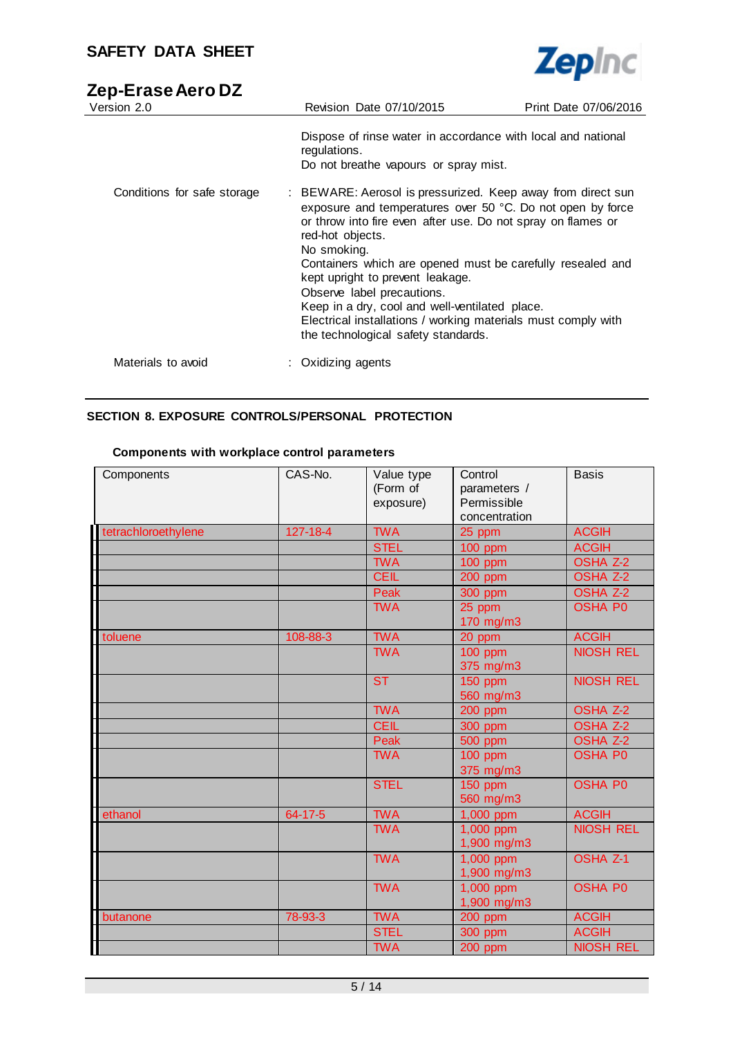Dispose of rinse water in accordance with local and national regulations.
Do not breathe vapours or spray mist.

Conditions for safe storage : BEWARE: Aerosol is pressurized. Keep away from direct sun exposure and temperatures over 50 °C. Do not open by force or throw into fire even after use. Do not spray on flames or red-hot objects.
No smoking.
Containers which are opened must be carefully resealed and kept upright to prevent leakage.
Observe label precautions.
Keep in a dry, cool and well-ventilated place.
Electrical installations / working materials must comply with the technological safety standards.

Materials to avoid : Oxidizing agents

## SECTION 8. EXPOSURE CONTROLS/PERSONAL PROTECTION

**Components with workplace control parameters**

| Components | CAS-No. | Value type (Form of exposure) | Control parameters / Permissible concentration | Basis |
|---|---|---|---|---|
| tetrachloroethylene | 127-18-4 | TWA | 25 ppm | ACGIH |
| | | STEL | 100 ppm | ACGIH |
| | | TWA | 100 ppm | OSHA Z-2 |
| | | CEIL | 200 ppm | OSHA Z-2 |
| | | Peak | 300 ppm | OSHA Z-2 |
| | | TWA | 25 ppm<br>170 mg/m3 | OSHA P0 |
| toluene | 108-88-3 | TWA | 20 ppm | ACGIH |
| | | TWA | 100 ppm<br>375 mg/m3 | NIOSH REL |
| | | ST | 150 ppm<br>560 mg/m3 | NIOSH REL |
| | | TWA | 200 ppm | OSHA Z-2 |
| | | CEIL | 300 ppm | OSHA Z-2 |
| | | Peak | 500 ppm | OSHA Z-2 |
| | | TWA | 100 ppm<br>375 mg/m3 | OSHA P0 |
| | | STEL | 150 ppm<br>560 mg/m3 | OSHA P0 |
| ethanol | 64-17-5 | TWA | 1,000 ppm | ACGIH |
| | | TWA | 1,000 ppm<br>1,900 mg/m3 | NIOSH REL |
| | | TWA | 1,000 ppm<br>1,900 mg/m3 | OSHA Z-1 |
| | | TWA | 1,000 ppm<br>1,900 mg/m3 | OSHA P0 |
| butanone | 78-93-3 | TWA | 200 ppm | ACGIH |
| | | STEL | 300 ppm | ACGIH |
| | | TWA | 200 ppm | NIOSH REL |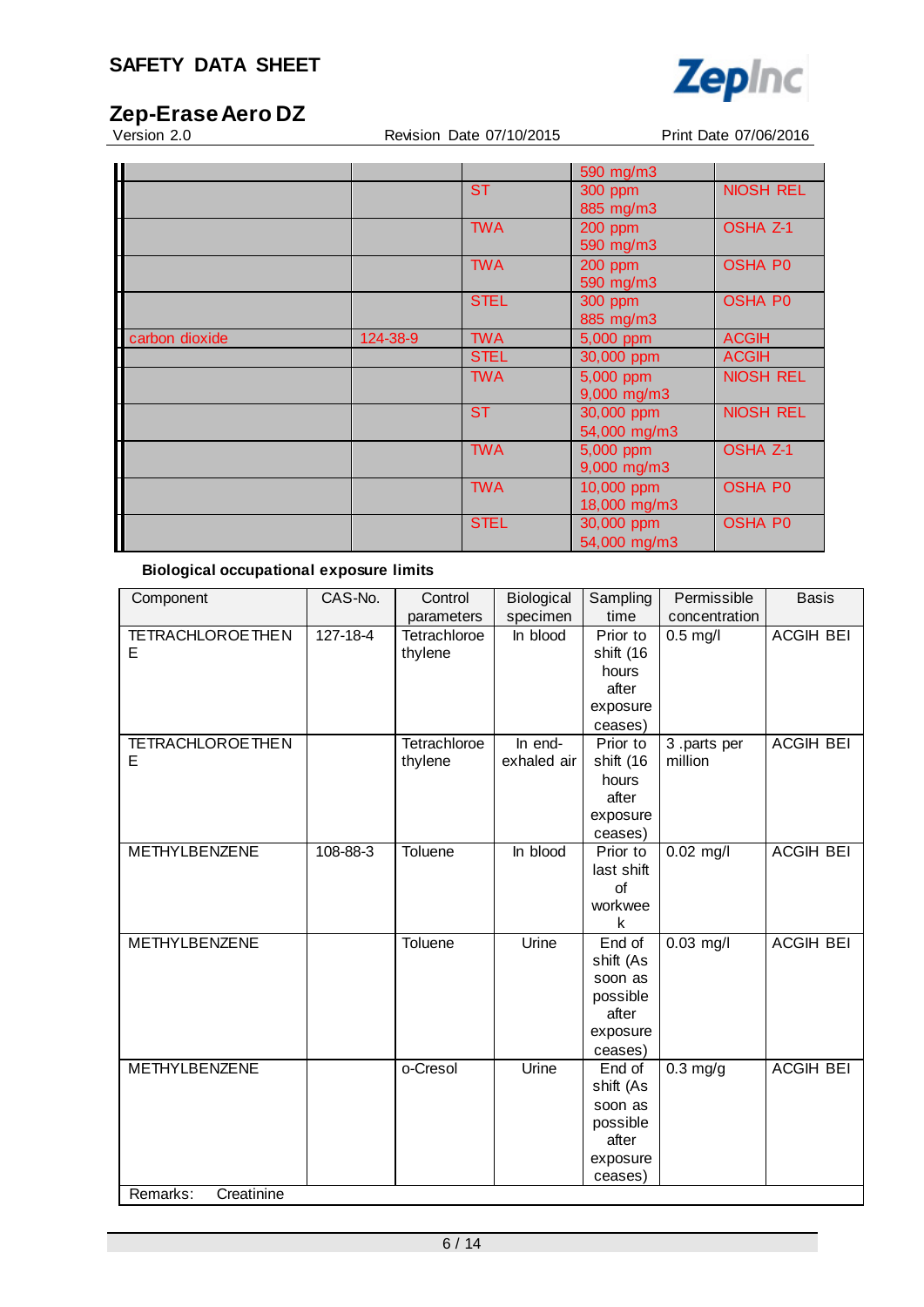| | | | | |
|---|---|---|---|---|
| | | | 590 mg/m3 | |
| | | ST | 300 ppm<br>885 mg/m3 | NIOSH REL |
| | | TWA | 200 ppm<br>590 mg/m3 | OSHA Z-1 |
| | | TWA | 200 ppm<br>590 mg/m3 | OSHA P0 |
| | | STEL | 300 ppm<br>885 mg/m3 | OSHA P0 |
| carbon dioxide | 124-38-9 | TWA | 5,000 ppm | ACGIH |
| | | STEL | 30,000 ppm | ACGIH |
| | | TWA | 5,000 ppm<br>9,000 mg/m3 | NIOSH REL |
| | | ST | 30,000 ppm<br>54,000 mg/m3 | NIOSH REL |
| | | TWA | 5,000 ppm<br>9,000 mg/m3 | OSHA Z-1 |
| | | TWA | 10,000 ppm<br>18,000 mg/m3 | OSHA P0 |
| | | STEL | 30,000 ppm<br>54,000 mg/m3 | OSHA P0 |

**Biological occupational exposure limits**

| Component | CAS-No. | Control parameters | Biological specimen | Sampling time | Permissible concentration | Basis |
|---|---|---|---|---|---|---|
| TETRACHLOROETHENE | 127-18-4 | Tetrachloroethylene | In blood | Prior to shift (16 hours after exposure ceases) | 0.5 mg/l | ACGIH BEI |
| TETRACHLOROETHENE | | Tetrachloroethylene | In end-exhaled air | Prior to shift (16 hours after exposure ceases) | 3 .parts per million | ACGIH BEI |
| METHYLBENZENE | 108-88-3 | Toluene | In blood | Prior to last shift of workweek | 0.02 mg/l | ACGIH BEI |
| METHYLBENZENE | | Toluene | Urine | End of shift (As soon as possible after exposure ceases) | 0.03 mg/l | ACGIH BEI |
| METHYLBENZENE | | o-Cresol | Urine | End of shift (As soon as possible after exposure ceases) | 0.3 mg/g | ACGIH BEI |
| Remarks: Creatinine | | | | | | |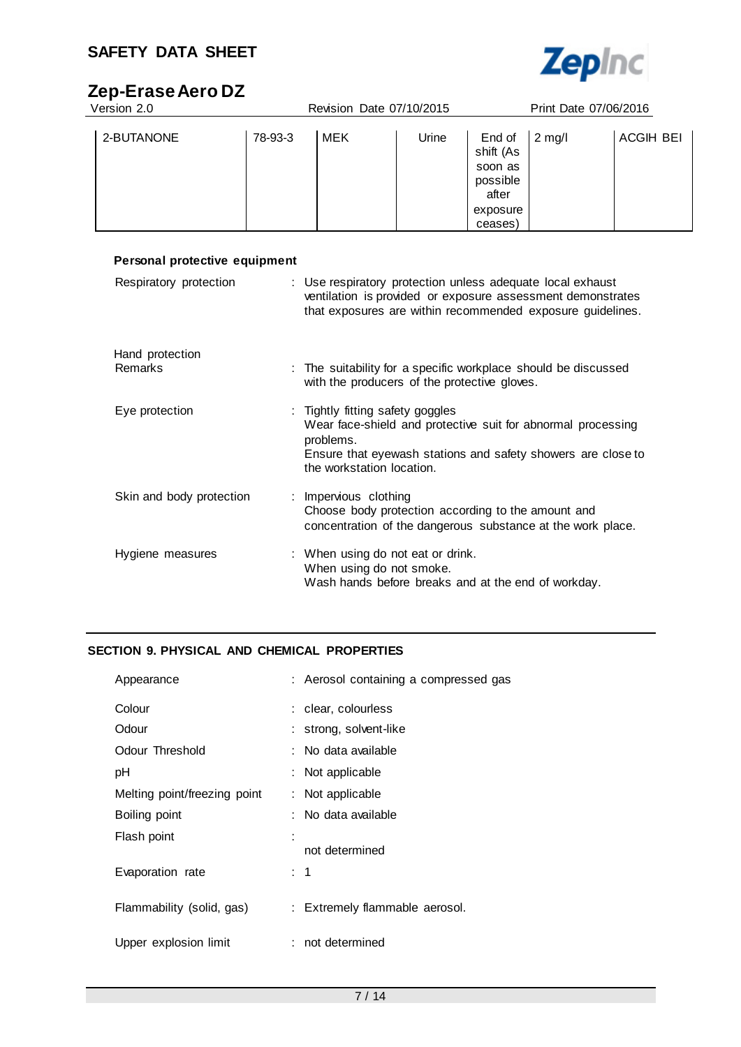| 2-BUTANONE | 78-93-3 | MEK | Urine | End of shift (As soon as possible after exposure ceases) | 2 mg/l | ACGIH BEI |
|---|---|---|---|---|---|---|

**Personal protective equipment**

Respiratory protection : Use respiratory protection unless adequate local exhaust ventilation is provided or exposure assessment demonstrates that exposures are within recommended exposure guidelines.

Hand protection

Remarks : The suitability for a specific workplace should be discussed with the producers of the protective gloves.

Eye protection : Tightly fitting safety goggles
Wear face-shield and protective suit for abnormal processing problems.
Ensure that eyewash stations and safety showers are close to the workstation location.

Skin and body protection : Impervious clothing
Choose body protection according to the amount and concentration of the dangerous substance at the work place.

Hygiene measures : When using do not eat or drink.
When using do not smoke.
Wash hands before breaks and at the end of workday.

## SECTION 9. PHYSICAL AND CHEMICAL PROPERTIES

Appearance : Aerosol containing a compressed gas

Colour : clear, colourless

Odour : strong, solvent-like

Odour Threshold : No data available

pH : Not applicable

Melting point/freezing point : Not applicable

Boiling point : No data available

Flash point : not determined

Evaporation rate : 1

Flammability (solid, gas) : Extremely flammable aerosol.

Upper explosion limit : not determined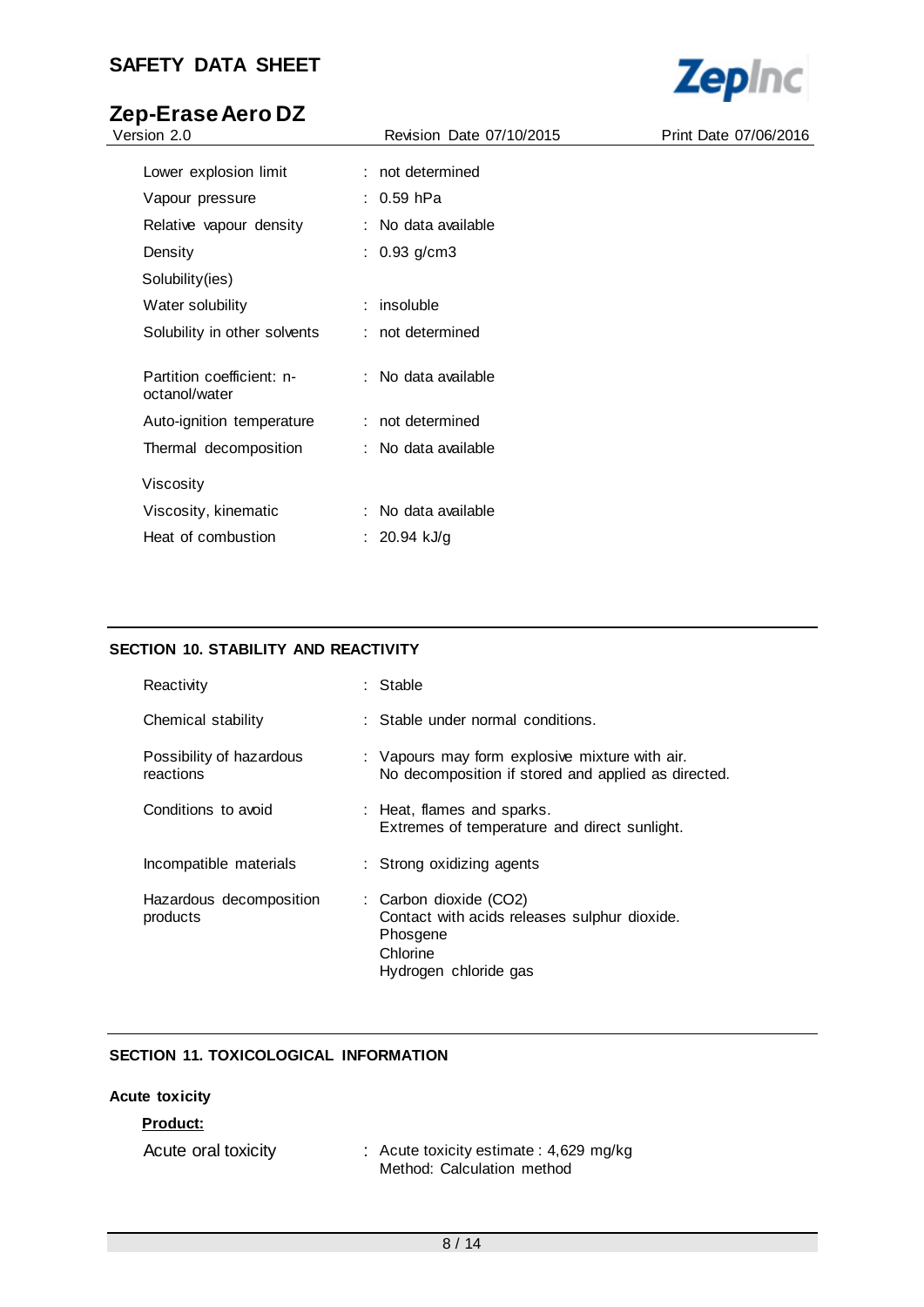| | | |
|---|---|---|
| Lower explosion limit | : | not determined |
| Vapour pressure | : | 0.59 hPa |
| Relative vapour density | : | No data available |
| Density | : | 0.93 g/cm3 |
| Solubility(ies) | | |
| Water solubility | : | insoluble |
| Solubility in other solvents | : | not determined |
| Partition coefficient: n-octanol/water | : | No data available |
| Auto-ignition temperature | : | not determined |
| Thermal decomposition | : | No data available |
| Viscosity | | |
| Viscosity, kinematic | : | No data available |
| Heat of combustion | : | 20.94 kJ/g |

## SECTION 10. STABILITY AND REACTIVITY

| | | |
|---|---|---|
| Reactivity | : | Stable |
| Chemical stability | : | Stable under normal conditions. |
| Possibility of hazardous reactions | : | Vapours may form explosive mixture with air.<br>No decomposition if stored and applied as directed. |
| Conditions to avoid | : | Heat, flames and sparks.<br>Extremes of temperature and direct sunlight. |
| Incompatible materials | : | Strong oxidizing agents |
| Hazardous decomposition products | : | Carbon dioxide ($CO_2$)<br>Contact with acids releases sulphur dioxide.<br>Phosgene<br>Chlorine<br>Hydrogen chloride gas |

## SECTION 11. TOXICOLOGICAL INFORMATION

**Acute toxicity**

**Product:**

| | | |
|---|---|---|
| Acute oral toxicity | : | Acute toxicity estimate : 4,629 mg/kg<br>Method: Calculation method |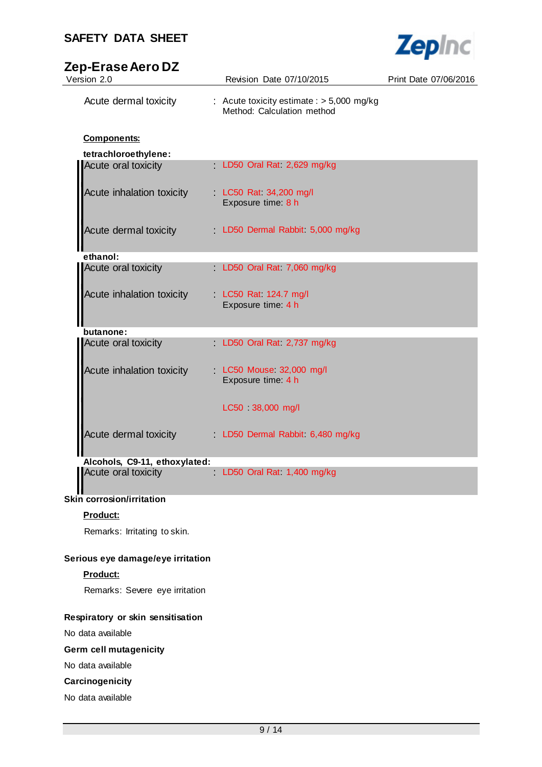Acute dermal toxicity : Acute toxicity estimate : > 5,000 mg/kg
Method: Calculation method

**Components:**

**tetrachloroethylene:**

| | |
|---|---|
| Acute oral toxicity | : LD50 Oral Rat: 2,629 mg/kg |
| Acute inhalation toxicity | : LC50 Rat: 34,200 mg/l<br>Exposure time: 8 h |
| Acute dermal toxicity | : LD50 Dermal Rabbit: 5,000 mg/kg |

**ethanol:**

| | |
|---|---|
| Acute oral toxicity | : LD50 Oral Rat: 7,060 mg/kg |
| Acute inhalation toxicity | : LC50 Rat: 124.7 mg/l<br>Exposure time: 4 h |

**butanone:**

| | |
|---|---|
| Acute oral toxicity | : LD50 Oral Rat: 2,737 mg/kg |
| Acute inhalation toxicity | : LC50 Mouse: 32,000 mg/l<br>Exposure time: 4 h<br><br>LC50 : 38,000 mg/l |
| Acute dermal toxicity | : LD50 Dermal Rabbit: 6,480 mg/kg |

**Alcohols, C9-11, ethoxylated:**

| | |
|---|---|
| Acute oral toxicity | : LD50 Oral Rat: 1,400 mg/kg |

**Skin corrosion/irritation**

**Product:**

Remarks: Irritating to skin.

**Serious eye damage/eye irritation**

**Product:**

Remarks: Severe eye irritation

**Respiratory or skin sensitisation**

No data available

**Germ cell mutagenicity**

No data available

**Carcinogenicity**

No data available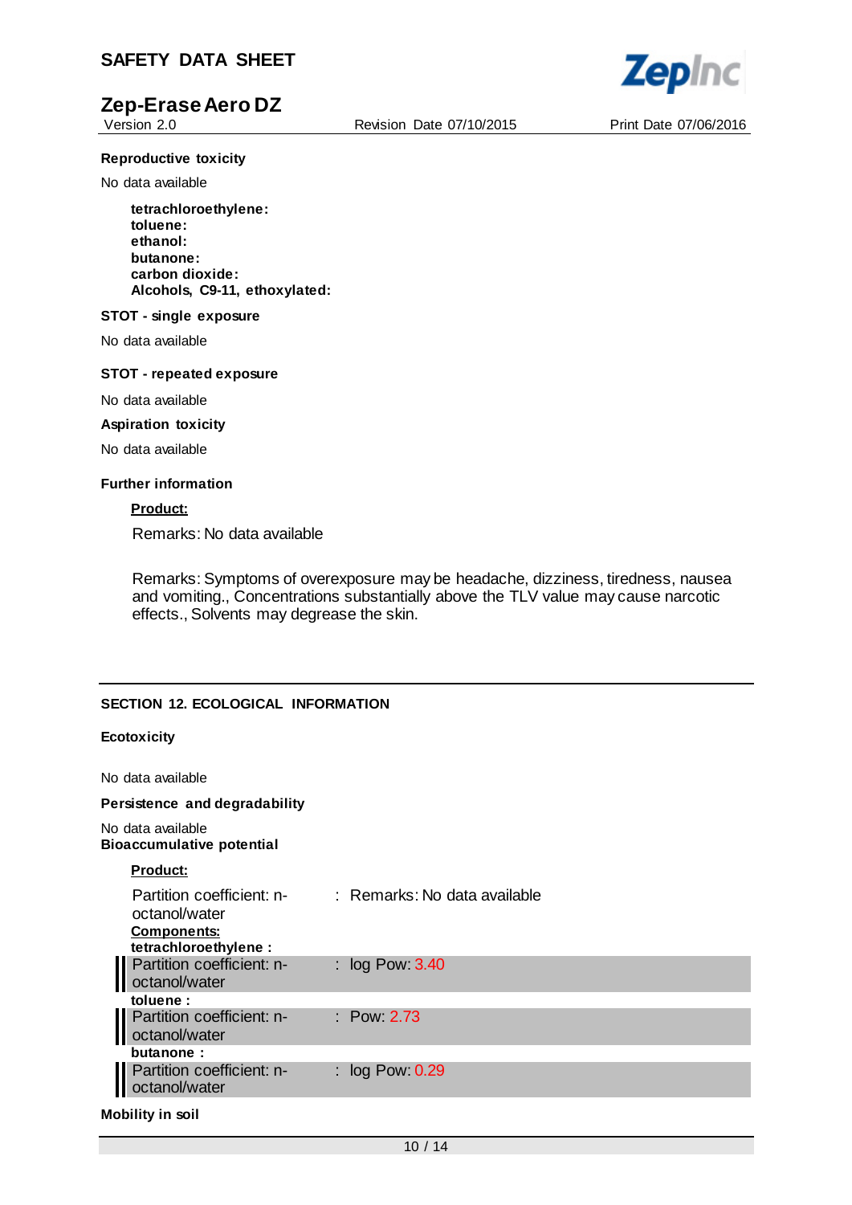**Reproductive toxicity**

No data available

**tetrachloroethylene:**
**toluene:**
**ethanol:**
**butanone:**
**carbon dioxide:**
**Alcohols, C9-11, ethoxylated:**

**STOT - single exposure**

No data available

**STOT - repeated exposure**

No data available

**Aspiration toxicity**

No data available

**Further information**

**Product:**

Remarks: No data available

Remarks: Symptoms of overexposure may be headache, dizziness, tiredness, nausea and vomiting., Concentrations substantially above the TLV value may cause narcotic effects., Solvents may degrease the skin.

## SECTION 12. ECOLOGICAL INFORMATION

**Ecotoxicity**

No data available

**Persistence and degradability**

No data available

**Bioaccumulative potential**

**Product:**

Partition coefficient: n-octanol/water : Remarks: No data available

**Components:**

**tetrachloroethylene :**

Partition coefficient: n-octanol/water : log Pow: 3.40

**toluene :**

Partition coefficient: n-octanol/water : Pow: 2.73

**butanone :**

Partition coefficient: n-octanol/water : log Pow: 0.29

**Mobility in soil**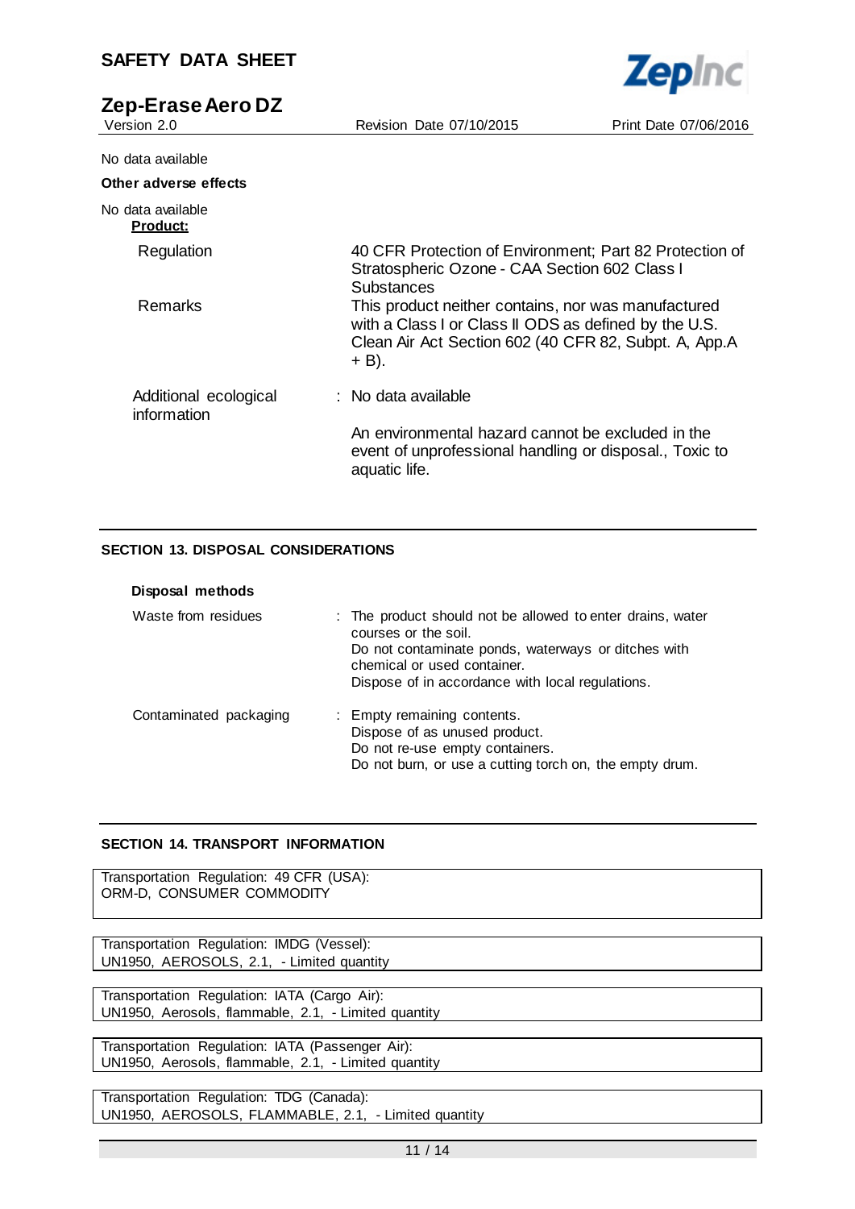No data available

**Other adverse effects**

No data available

**Product:**

| | |
|---|---|
| Regulation | 40 CFR Protection of Environment; Part 82 Protection of Stratospheric Ozone - CAA Section 602 Class I Substances |
| Remarks | This product neither contains, nor was manufactured with a Class I or Class II ODS as defined by the U.S. Clean Air Act Section 602 (40 CFR 82, Subpt. A, App.A + B). |
| Additional ecological information | : No data available<br><br>An environmental hazard cannot be excluded in the event of unprofessional handling or disposal., Toxic to aquatic life. |

## SECTION 13. DISPOSAL CONSIDERATIONS

**Disposal methods**

| | |
|---|---|
| Waste from residues | : The product should not be allowed to enter drains, water courses or the soil.<br>Do not contaminate ponds, waterways or ditches with chemical or used container.<br>Dispose of in accordance with local regulations. |
| Contaminated packaging | : Empty remaining contents.<br>Dispose of as unused product.<br>Do not re-use empty containers.<br>Do not burn, or use a cutting torch on, the empty drum. |

## SECTION 14. TRANSPORT INFORMATION

Transportation Regulation: 49 CFR (USA):
ORM-D, CONSUMER COMMODITY

Transportation Regulation: IMDG (Vessel):
UN1950, AEROSOLS, 2.1, - Limited quantity

Transportation Regulation: IATA (Cargo Air):
UN1950, Aerosols, flammable, 2.1, - Limited quantity

Transportation Regulation: IATA (Passenger Air):
UN1950, Aerosols, flammable, 2.1, - Limited quantity

Transportation Regulation: TDG (Canada):
UN1950, AEROSOLS, FLAMMABLE, 2.1, - Limited quantity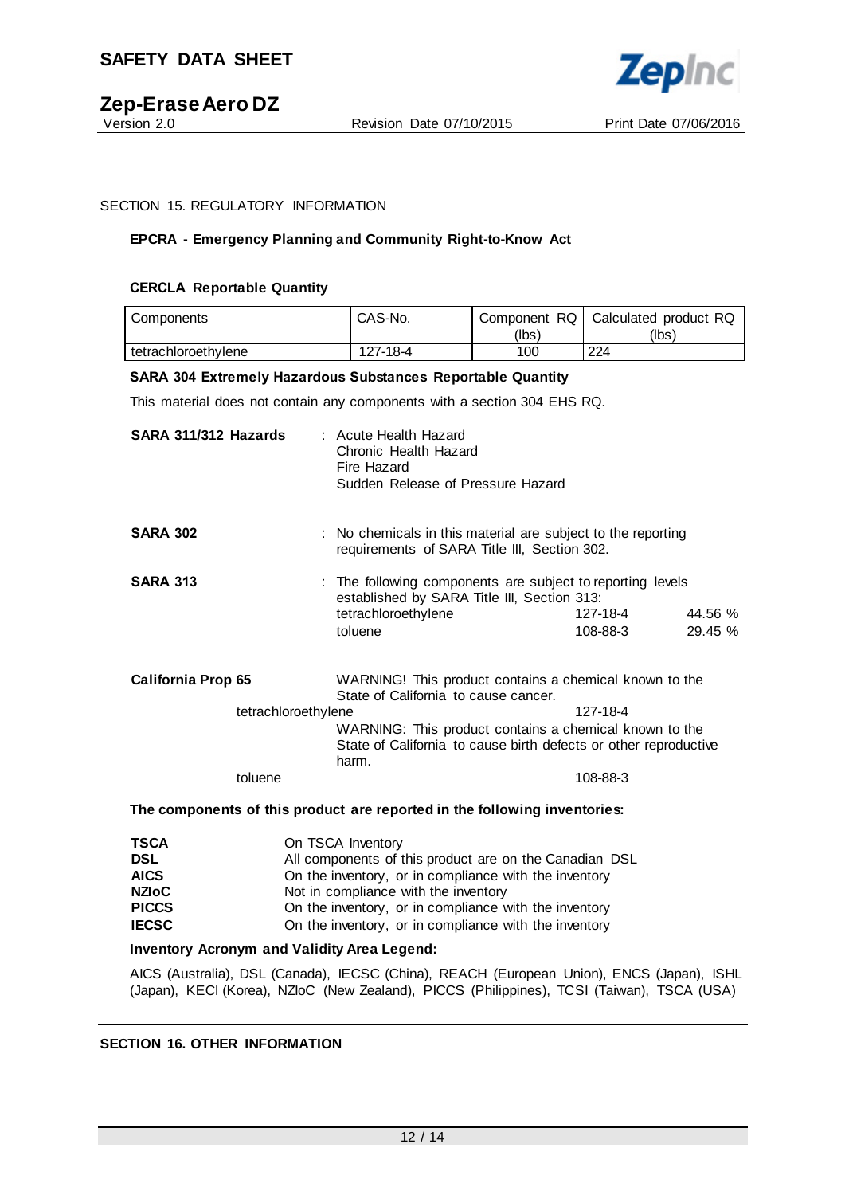## SECTION 15. REGULATORY INFORMATION

### EPCRA - Emergency Planning and Community Right-to-Know Act

**CERCLA Reportable Quantity**

| Components | CAS-No. | Component RQ (lbs) | Calculated product RQ (lbs) |
|---|---|---|---|
| tetrachloroethylene | 127-18-4 | 100 | 224 |

**SARA 304 Extremely Hazardous Substances Reportable Quantity**

This material does not contain any components with a section 304 EHS RQ.

**SARA 311/312 Hazards** : Acute Health Hazard
Chronic Health Hazard
Fire Hazard
Sudden Release of Pressure Hazard

**SARA 302** : No chemicals in this material are subject to the reporting requirements of SARA Title III, Section 302.

**SARA 313** : The following components are subject to reporting levels established by SARA Title III, Section 313:

| | | |
|---|---|---|
| tetrachloroethylene | 127-18-4 | 44.56 % |
| toluene | 108-88-3 | 29.45 % |

**California Prop 65**

WARNING! This product contains a chemical known to the State of California to cause cancer.

tetrachloroethylene 127-18-4

WARNING: This product contains a chemical known to the State of California to cause birth defects or other reproductive harm.

toluene 108-88-3

**The components of this product are reported in the following inventories:**

| | |
|---|---|
| **TSCA** | On TSCA Inventory |
| **DSL** | All components of this product are on the Canadian DSL |
| **AICS** | On the inventory, or in compliance with the inventory |
| **NZIoC** | Not in compliance with the inventory |
| **PICCS** | On the inventory, or in compliance with the inventory |
| **IECSC** | On the inventory, or in compliance with the inventory |

**Inventory Acronym and Validity Area Legend:**

AICS (Australia), DSL (Canada), IECSC (China), REACH (European Union), ENCS (Japan), ISHL (Japan), KECI (Korea), NZIoC (New Zealand), PICCS (Philippines), TCSI (Taiwan), TSCA (USA)

## SECTION 16. OTHER INFORMATION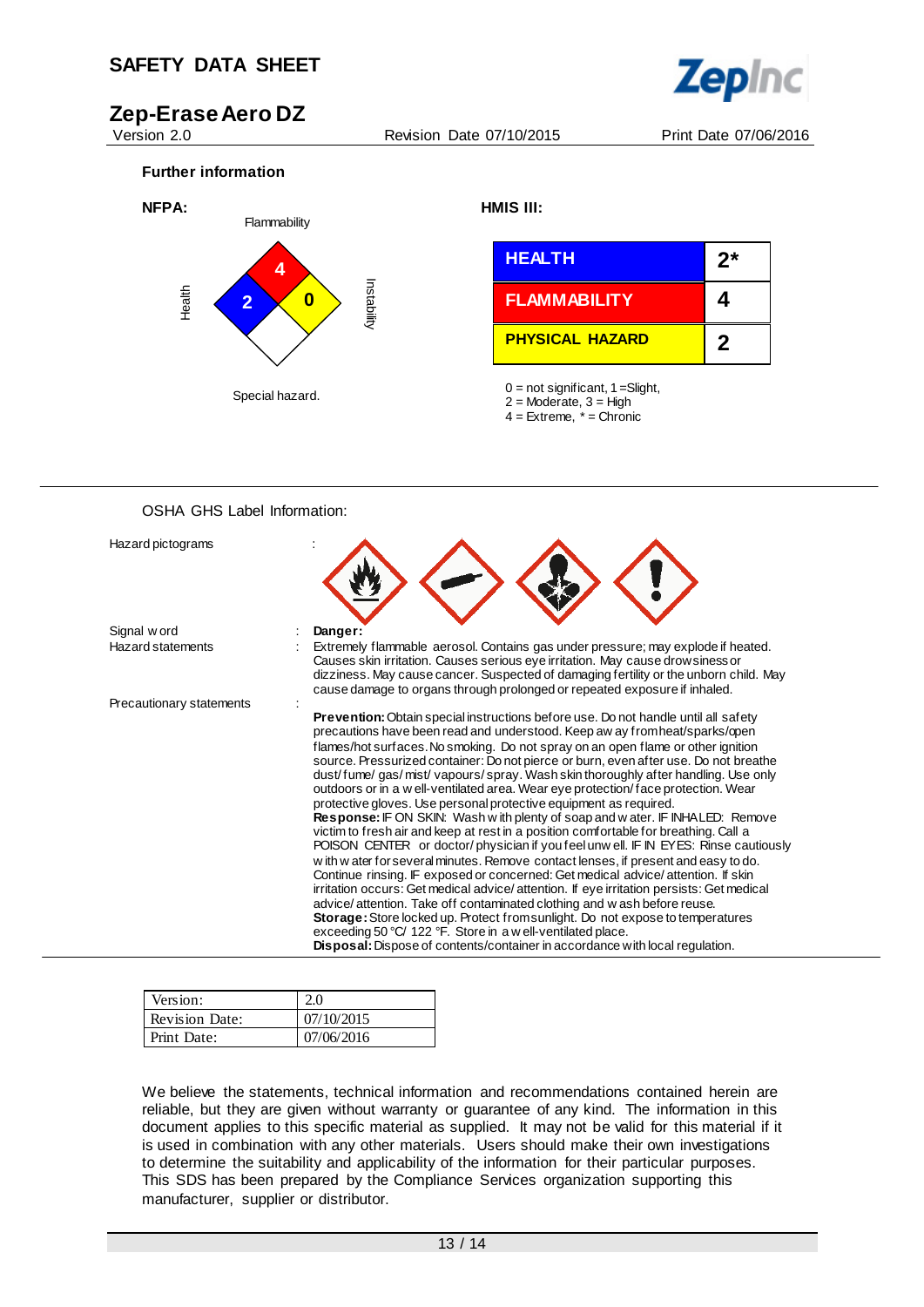**Further information**

**NFPA:**

| Health | Flammability | Instability | Special hazard. |
|---|---|---|---|
| 2 | 4 | 0 | |

**HMIS III:**

| | |
|---|---|
| **HEALTH** | **2*** |
| **FLAMMABILITY** | **4** |
| **PHYSICAL HAZARD** | **2** |

0 = not significant, 1 =Slight,
2 = Moderate, 3 = High
4 = Extreme, * = Chronic

OSHA GHS Label Information:

Hazard pictograms :

Signal word : **Danger:**

Hazard statements : Extremely flammable aerosol. Contains gas under pressure; may explode if heated. Causes skin irritation. Causes serious eye irritation. May cause drowsiness or dizziness. May cause cancer. Suspected of damaging fertility or the unborn child. May cause damage to organs through prolonged or repeated exposure if inhaled.

Precautionary statements :

**Prevention:** Obtain special instructions before use. Do not handle until all safety precautions have been read and understood. Keep away from heat/sparks/open flames/hot surfaces. No smoking. Do not spray on an open flame or other ignition source. Pressurized container: Do not pierce or burn, even after use. Do not breathe dust/ fume/ gas/ mist/ vapours/ spray. Wash skin thoroughly after handling. Use only outdoors or in a well-ventilated area. Wear eye protection/ face protection. Wear protective gloves. Use personal protective equipment as required.
**Response:** IF ON SKIN: Wash with plenty of soap and water. IF INHALED: Remove victim to fresh air and keep at rest in a position comfortable for breathing. Call a POISON CENTER or doctor/ physician if you feel unwell. IF IN EYES: Rinse cautiously with water for several minutes. Remove contact lenses, if present and easy to do. Continue rinsing. IF exposed or concerned: Get medical advice/ attention. If skin irritation occurs: Get medical advice/ attention. If eye irritation persists: Get medical advice/ attention. Take off contaminated clothing and wash before reuse.
**Storage:** Store locked up. Protect from sunlight. Do not expose to temperatures exceeding 50 °C/ 122 °F. Store in a well-ventilated place.
**Disposal:** Dispose of contents/container in accordance with local regulation.

| Version: | 2.0 |
|---|---|
| Revision Date: | 07/10/2015 |
| Print Date: | 07/06/2016 |

We believe the statements, technical information and recommendations contained herein are reliable, but they are given without warranty or guarantee of any kind. The information in this document applies to this specific material as supplied. It may not be valid for this material if it is used in combination with any other materials. Users should make their own investigations to determine the suitability and applicability of the information for their particular purposes. This SDS has been prepared by the Compliance Services organization supporting this manufacturer, supplier or distributor.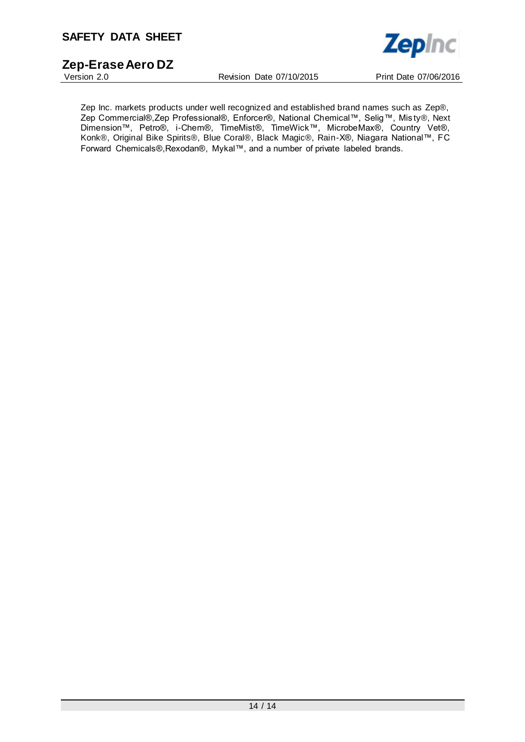Zep Inc. markets products under well recognized and established brand names such as Zep®, Zep Commercial®,Zep Professional®, Enforcer®, National Chemical™, Selig™, Misty®, Next Dimension™, Petro®, i-Chem®, TimeMist®, TimeWick™, MicrobeMax®, Country Vet®, Konk®, Original Bike Spirits®, Blue Coral®, Black Magic®, Rain-X®, Niagara National™, FC Forward Chemicals®,Rexodan®, Mykal™, and a number of private labeled brands.